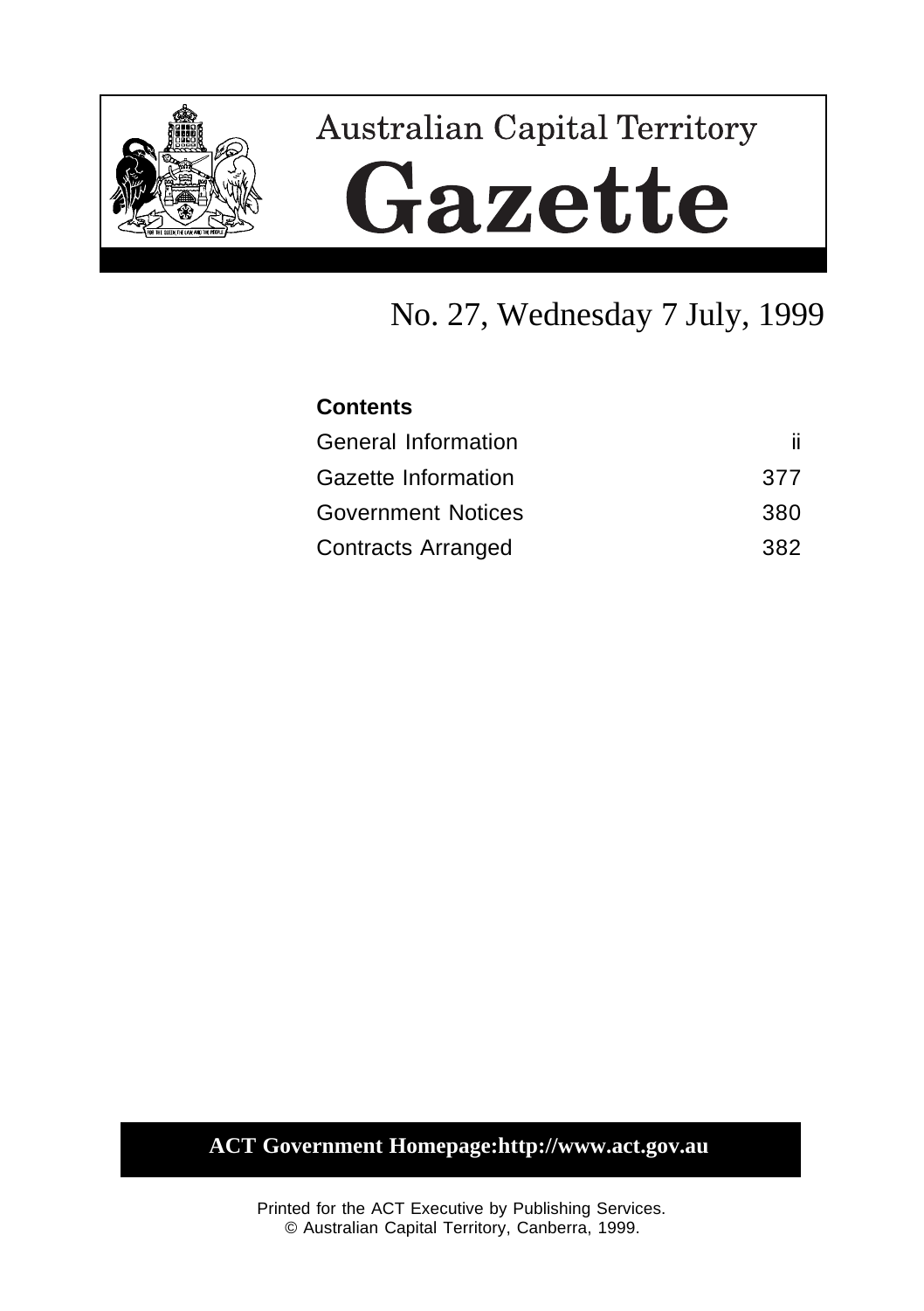# Australian Capital Territory

# Gazette

## No. 27, Wednesday 7 July, 1999

**Contents**

| | |
|---|---|
| General Information | ii |
| Gazette Information | 377 |
| Government Notices | 380 |
| Contracts Arranged | 382 |

**ACT Government Homepage:http://www.act.gov.au**

Printed for the ACT Executive by Publishing Services.
© Australian Capital Territory, Canberra, 1999.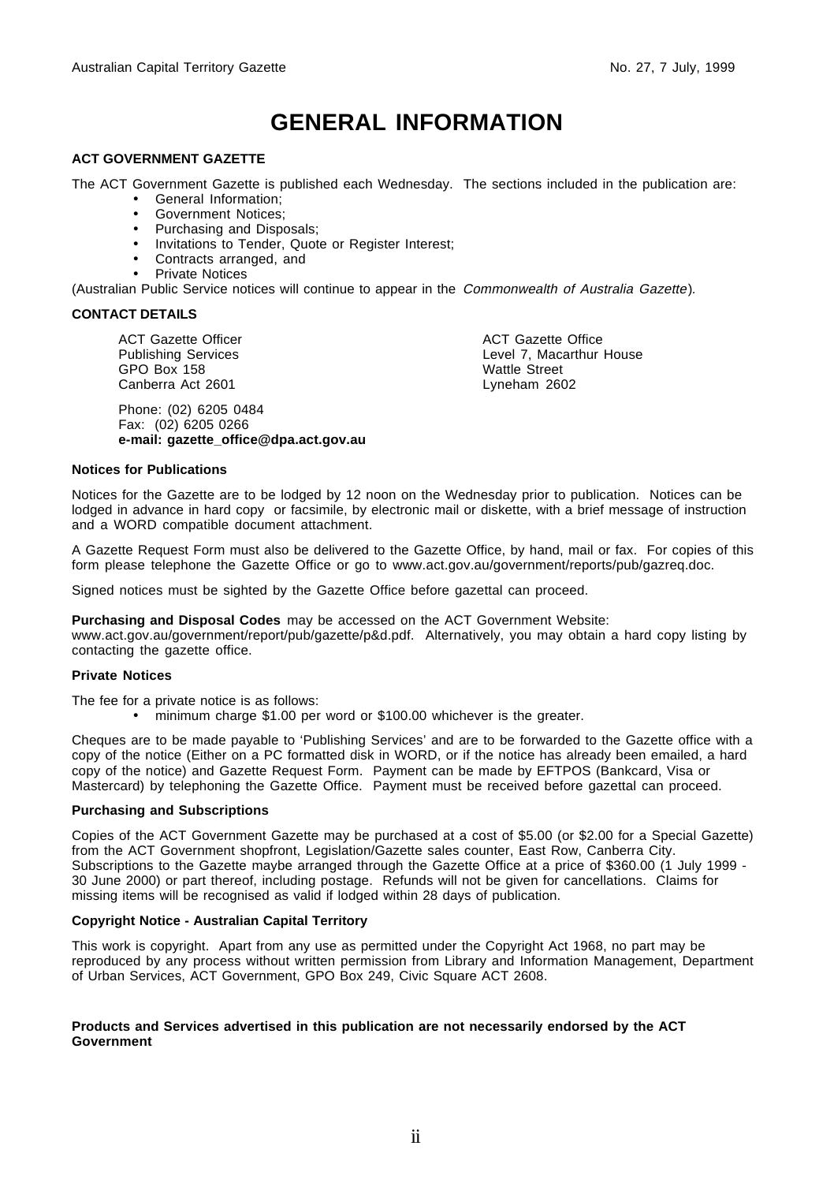# GENERAL INFORMATION

**ACT GOVERNMENT GAZETTE**

The ACT Government Gazette is published each Wednesday. The sections included in the publication are:

- General Information;
- Government Notices;
- Purchasing and Disposals;
- Invitations to Tender, Quote or Register Interest;
- Contracts arranged, and
- Private Notices

(Australian Public Service notices will continue to appear in the *Commonwealth of Australia Gazette*).

**CONTACT DETAILS**

ACT Gazette Officer
Publishing Services
GPO Box 158
Canberra Act 2601

ACT Gazette Office
Level 7, Macarthur House
Wattle Street
Lyneham 2602

Phone: (02) 6205 0484
Fax: (02) 6205 0266
**e-mail: gazette_office@dpa.act.gov.au**

**Notices for Publications**

Notices for the Gazette are to be lodged by 12 noon on the Wednesday prior to publication. Notices can be lodged in advance in hard copy or facsimile, by electronic mail or diskette, with a brief message of instruction and a WORD compatible document attachment.

A Gazette Request Form must also be delivered to the Gazette Office, by hand, mail or fax. For copies of this form please telephone the Gazette Office or go to www.act.gov.au/government/reports/pub/gazreq.doc.

Signed notices must be sighted by the Gazette Office before gazettal can proceed.

**Purchasing and Disposal Codes** may be accessed on the ACT Government Website: www.act.gov.au/government/report/pub/gazette/p&d.pdf. Alternatively, you may obtain a hard copy listing by contacting the gazette office.

**Private Notices**

The fee for a private notice is as follows:

- minimum charge $1.00 per word or $100.00 whichever is the greater.

Cheques are to be made payable to 'Publishing Services' and are to be forwarded to the Gazette office with a copy of the notice (Either on a PC formatted disk in WORD, or if the notice has already been emailed, a hard copy of the notice) and Gazette Request Form. Payment can be made by EFTPOS (Bankcard, Visa or Mastercard) by telephoning the Gazette Office. Payment must be received before gazettal can proceed.

**Purchasing and Subscriptions**

Copies of the ACT Government Gazette may be purchased at a cost of $5.00 (or $2.00 for a Special Gazette) from the ACT Government shopfront, Legislation/Gazette sales counter, East Row, Canberra City. Subscriptions to the Gazette maybe arranged through the Gazette Office at a price of $360.00 (1 July 1999 - 30 June 2000) or part thereof, including postage. Refunds will not be given for cancellations. Claims for missing items will be recognised as valid if lodged within 28 days of publication.

**Copyright Notice - Australian Capital Territory**

This work is copyright. Apart from any use as permitted under the Copyright Act 1968, no part may be reproduced by any process without written permission from Library and Information Management, Department of Urban Services, ACT Government, GPO Box 249, Civic Square ACT 2608.

**Products and Services advertised in this publication are not necessarily endorsed by the ACT Government**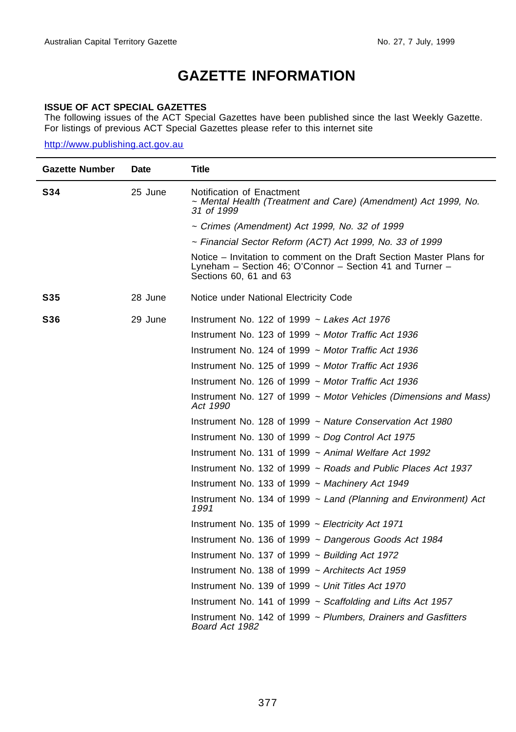# GAZETTE INFORMATION

**ISSUE OF ACT SPECIAL GAZETTES**
The following issues of the ACT Special Gazettes have been published since the last Weekly Gazette. For listings of previous ACT Special Gazettes please refer to this internet site

http://www.publishing.act.gov.au

| Gazette Number | Date | Title |
|---|---|---|
| **S34** | 25 June | Notification of Enactment<br>~ *Mental Health (Treatment and Care) (Amendment) Act 1999, No. 31 of 1999* |
| | | ~ *Crimes (Amendment) Act 1999, No. 32 of 1999* |
| | | ~ *Financial Sector Reform (ACT) Act 1999, No. 33 of 1999* |
| | | Notice – Invitation to comment on the Draft Section Master Plans for Lyneham – Section 46; O'Connor – Section 41 and Turner – Sections 60, 61 and 63 |
| **S35** | 28 June | Notice under National Electricity Code |
| **S36** | 29 June | Instrument No. 122 of 1999 ~ *Lakes Act 1976* |
| | | Instrument No. 123 of 1999 ~ *Motor Traffic Act 1936* |
| | | Instrument No. 124 of 1999 ~ *Motor Traffic Act 1936* |
| | | Instrument No. 125 of 1999 ~ *Motor Traffic Act 1936* |
| | | Instrument No. 126 of 1999 ~ *Motor Traffic Act 1936* |
| | | Instrument No. 127 of 1999 ~ *Motor Vehicles (Dimensions and Mass) Act 1990* |
| | | Instrument No. 128 of 1999 ~ *Nature Conservation Act 1980* |
| | | Instrument No. 130 of 1999 ~ *Dog Control Act 1975* |
| | | Instrument No. 131 of 1999 ~ *Animal Welfare Act 1992* |
| | | Instrument No. 132 of 1999 ~ *Roads and Public Places Act 1937* |
| | | Instrument No. 133 of 1999 ~ *Machinery Act 1949* |
| | | Instrument No. 134 of 1999 ~ *Land (Planning and Environment) Act 1991* |
| | | Instrument No. 135 of 1999 ~ *Electricity Act 1971* |
| | | Instrument No. 136 of 1999 ~ *Dangerous Goods Act 1984* |
| | | Instrument No. 137 of 1999 ~ *Building Act 1972* |
| | | Instrument No. 138 of 1999 ~ *Architects Act 1959* |
| | | Instrument No. 139 of 1999 ~ *Unit Titles Act 1970* |
| | | Instrument No. 141 of 1999 ~ *Scaffolding and Lifts Act 1957* |
| | | Instrument No. 142 of 1999 ~ *Plumbers, Drainers and Gasfitters Board Act 1982* |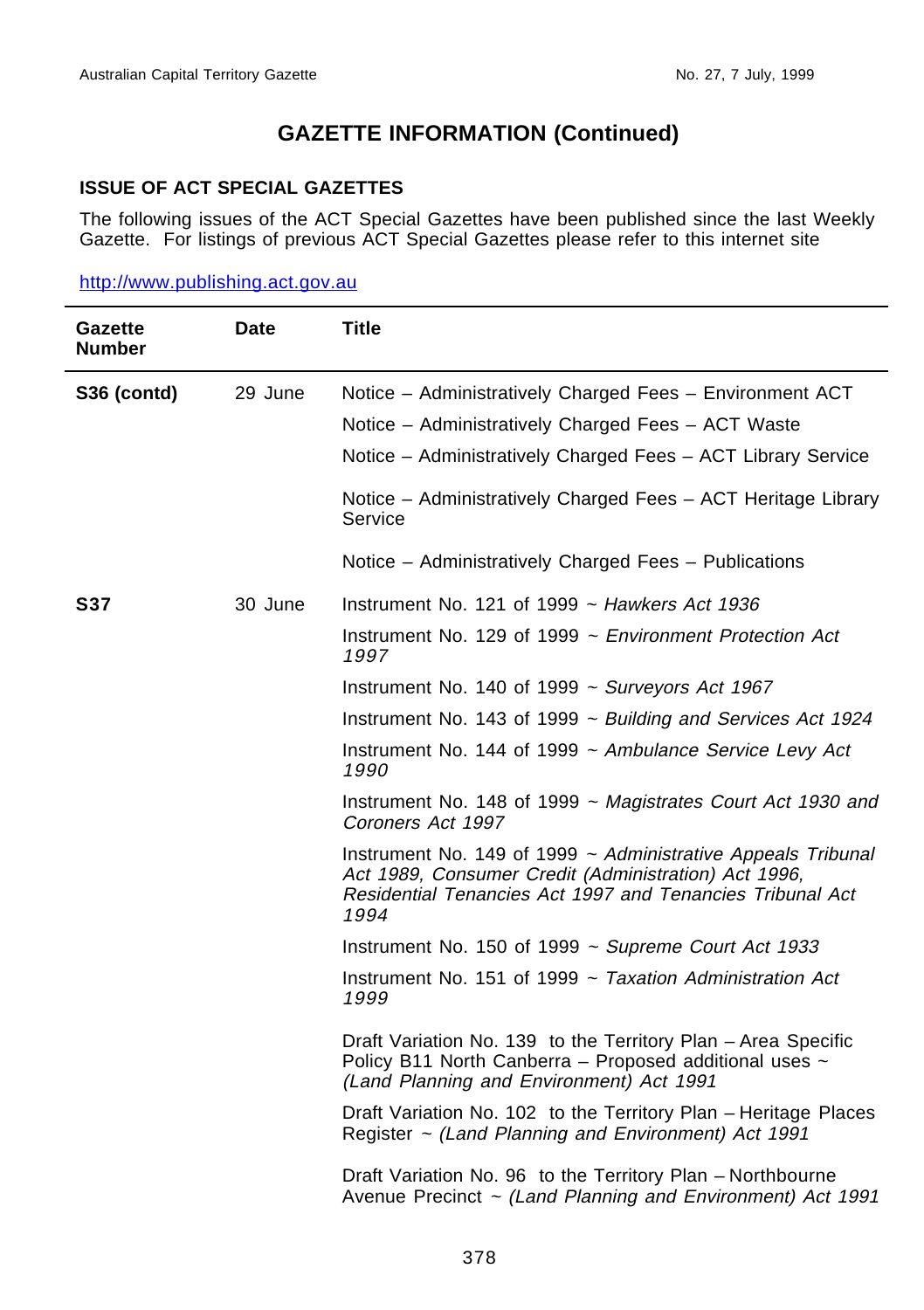# GAZETTE INFORMATION (Continued)

## ISSUE OF ACT SPECIAL GAZETTES

The following issues of the ACT Special Gazettes have been published since the last Weekly Gazette. For listings of previous ACT Special Gazettes please refer to this internet site

http://www.publishing.act.gov.au

| Gazette Number | Date | Title |
|---|---|---|
| **S36 (contd)** | 29 June | Notice – Administratively Charged Fees – Environment ACT |
| | | Notice – Administratively Charged Fees – ACT Waste |
| | | Notice – Administratively Charged Fees – ACT Library Service |
| | | Notice – Administratively Charged Fees – ACT Heritage Library Service |
| | | Notice – Administratively Charged Fees – Publications |
| **S37** | 30 June | Instrument No. 121 of 1999 ~ *Hawkers Act 1936* |
| | | Instrument No. 129 of 1999 ~ *Environment Protection Act 1997* |
| | | Instrument No. 140 of 1999 ~ *Surveyors Act 1967* |
| | | Instrument No. 143 of 1999 ~ *Building and Services Act 1924* |
| | | Instrument No. 144 of 1999 ~ *Ambulance Service Levy Act 1990* |
| | | Instrument No. 148 of 1999 ~ *Magistrates Court Act 1930 and Coroners Act 1997* |
| | | Instrument No. 149 of 1999 ~ *Administrative Appeals Tribunal Act 1989, Consumer Credit (Administration) Act 1996, Residential Tenancies Act 1997 and Tenancies Tribunal Act 1994* |
| | | Instrument No. 150 of 1999 ~ *Supreme Court Act 1933* |
| | | Instrument No. 151 of 1999 ~ *Taxation Administration Act 1999* |
| | | Draft Variation No. 139 to the Territory Plan – Area Specific Policy B11 North Canberra – Proposed additional uses ~ *(Land Planning and Environment) Act 1991* |
| | | Draft Variation No. 102 to the Territory Plan – Heritage Places Register ~ *(Land Planning and Environment) Act 1991* |
| | | Draft Variation No. 96 to the Territory Plan – Northbourne Avenue Precinct ~ *(Land Planning and Environment) Act 1991* |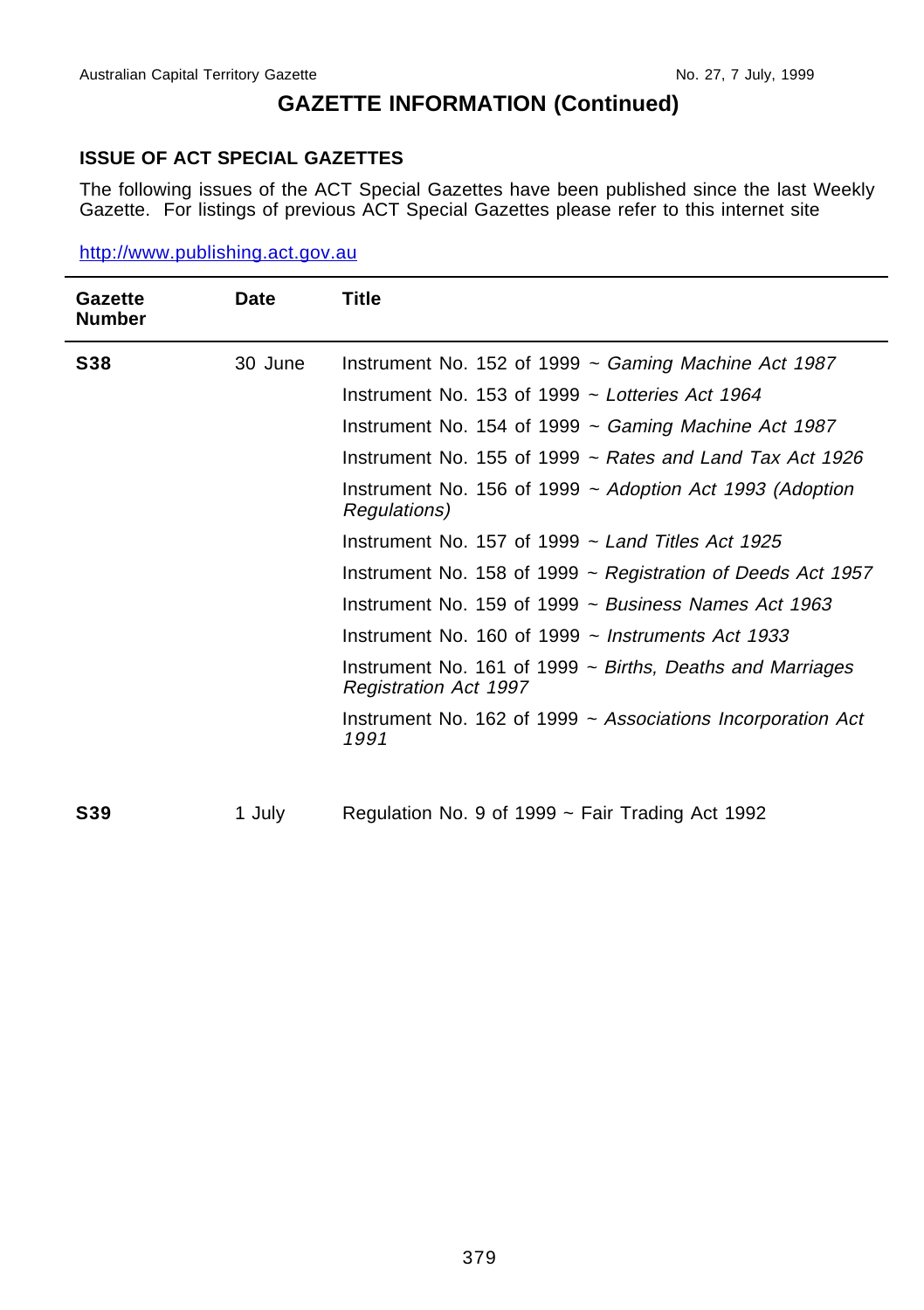## GAZETTE INFORMATION (Continued)

### ISSUE OF ACT SPECIAL GAZETTES

The following issues of the ACT Special Gazettes have been published since the last Weekly Gazette. For listings of previous ACT Special Gazettes please refer to this internet site

http://www.publishing.act.gov.au

| Gazette Number | Date | Title |
|---|---|---|
| **S38** | 30 June | Instrument No. 152 of 1999 ~ *Gaming Machine Act 1987* |
| | | Instrument No. 153 of 1999 ~ *Lotteries Act 1964* |
| | | Instrument No. 154 of 1999 ~ *Gaming Machine Act 1987* |
| | | Instrument No. 155 of 1999 ~ *Rates and Land Tax Act 1926* |
| | | Instrument No. 156 of 1999 ~ *Adoption Act 1993 (Adoption Regulations)* |
| | | Instrument No. 157 of 1999 ~ *Land Titles Act 1925* |
| | | Instrument No. 158 of 1999 ~ *Registration of Deeds Act 1957* |
| | | Instrument No. 159 of 1999 ~ *Business Names Act 1963* |
| | | Instrument No. 160 of 1999 ~ *Instruments Act 1933* |
| | | Instrument No. 161 of 1999 ~ *Births, Deaths and Marriages Registration Act 1997* |
| | | Instrument No. 162 of 1999 ~ *Associations Incorporation Act 1991* |
| **S39** | 1 July | Regulation No. 9 of 1999 ~ Fair Trading Act 1992 |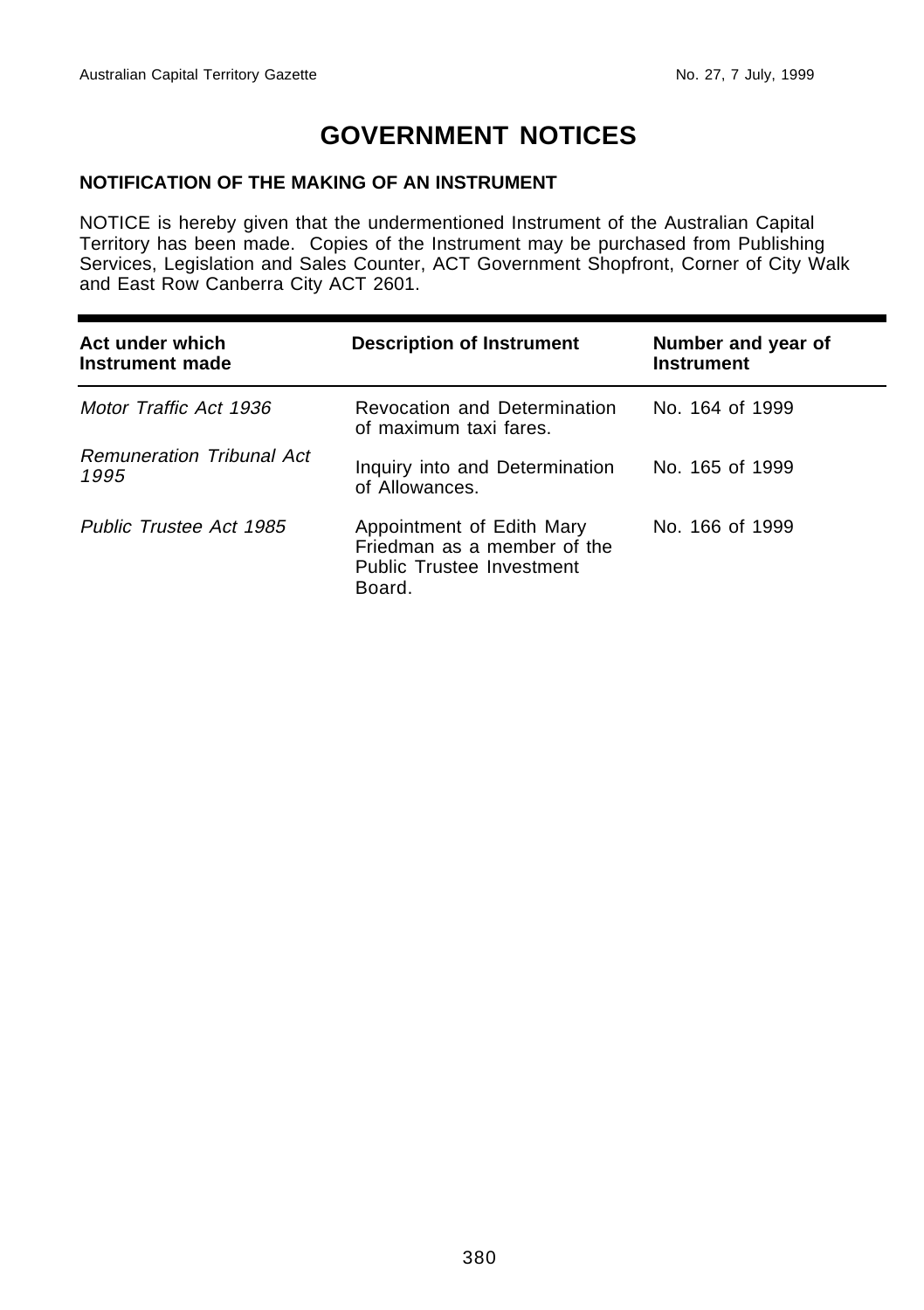# GOVERNMENT NOTICES

### NOTIFICATION OF THE MAKING OF AN INSTRUMENT

NOTICE is hereby given that the undermentioned Instrument of the Australian Capital Territory has been made. Copies of the Instrument may be purchased from Publishing Services, Legislation and Sales Counter, ACT Government Shopfront, Corner of City Walk and East Row Canberra City ACT 2601.

| Act under which Instrument made | Description of Instrument | Number and year of Instrument |
|---|---|---|
| *Motor Traffic Act 1936* | Revocation and Determination of maximum taxi fares. | No. 164 of 1999 |
| *Remuneration Tribunal Act 1995* | Inquiry into and Determination of Allowances. | No. 165 of 1999 |
| *Public Trustee Act 1985* | Appointment of Edith Mary Friedman as a member of the Public Trustee Investment Board. | No. 166 of 1999 |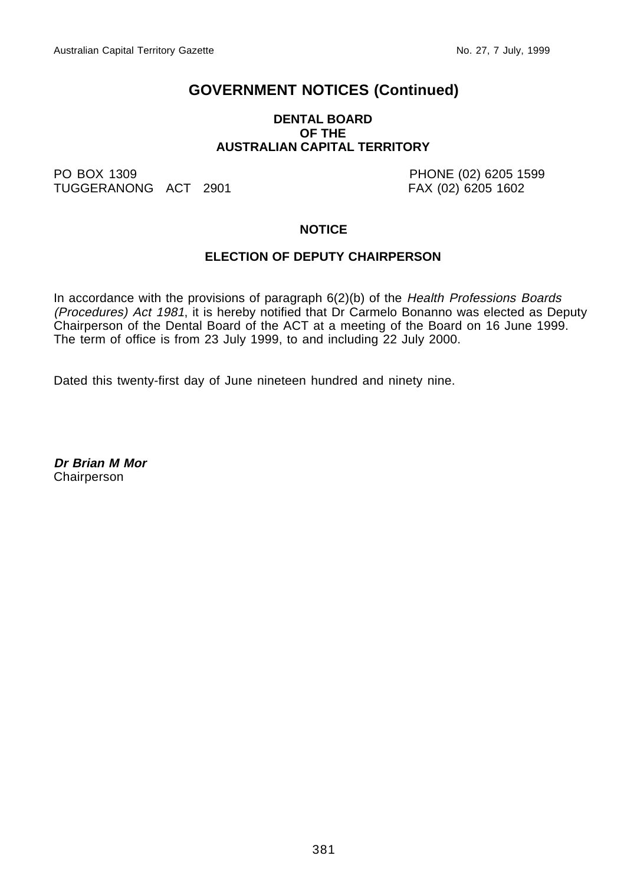# GOVERNMENT NOTICES (Continued)

**DENTAL BOARD**
**OF THE**
**AUSTRALIAN CAPITAL TERRITORY**

PO BOX 1309
TUGGERANONG ACT 2901

PHONE (02) 6205 1599
FAX (02) 6205 1602

**NOTICE**

**ELECTION OF DEPUTY CHAIRPERSON**

In accordance with the provisions of paragraph 6(2)(b) of the *Health Professions Boards (Procedures) Act 1981*, it is hereby notified that Dr Carmelo Bonanno was elected as Deputy Chairperson of the Dental Board of the ACT at a meeting of the Board on 16 June 1999. The term of office is from 23 July 1999, to and including 22 July 2000.

Dated this twenty-first day of June nineteen hundred and ninety nine.

***Dr Brian M Mor***
Chairperson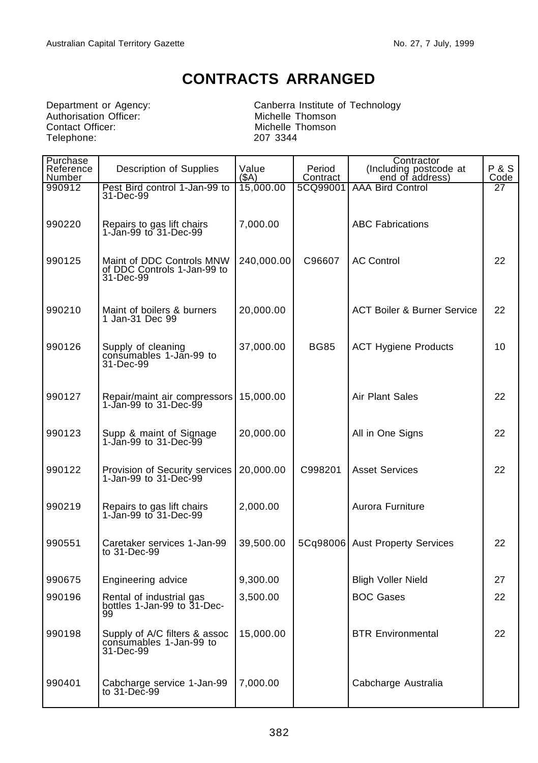# CONTRACTS ARRANGED

Department or Agency: Canberra Institute of Technology
Authorisation Officer: Michelle Thomson
Contact Officer: Michelle Thomson
Telephone: 207 3344

| Purchase Reference Number | Description of Supplies | Value ($A) | Period Contract | Contractor (Including postcode at end of address) | P & S Code |
|---|---|---|---|---|---|
| 990912 | Pest Bird control 1-Jan-99 to 31-Dec-99 | 15,000.00 | 5CQ99001 | AAA Bird Control | 27 |
| 990220 | Repairs to gas lift chairs 1-Jan-99 to 31-Dec-99 | 7,000.00 | | ABC Fabrications | |
| 990125 | Maint of DDC Controls MNW of DDC Controls 1-Jan-99 to 31-Dec-99 | 240,000.00 | C96607 | AC Control | 22 |
| 990210 | Maint of boilers & burners 1 Jan-31 Dec 99 | 20,000.00 | | ACT Boiler & Burner Service | 22 |
| 990126 | Supply of cleaning consumables 1-Jan-99 to 31-Dec-99 | 37,000.00 | BG85 | ACT Hygiene Products | 10 |
| 990127 | Repair/maint air compressors 1-Jan-99 to 31-Dec-99 | 15,000.00 | | Air Plant Sales | 22 |
| 990123 | Supp & maint of Signage 1-Jan-99 to 31-Dec-99 | 20,000.00 | | All in One Signs | 22 |
| 990122 | Provision of Security services 1-Jan-99 to 31-Dec-99 | 20,000.00 | C998201 | Asset Services | 22 |
| 990219 | Repairs to gas lift chairs 1-Jan-99 to 31-Dec-99 | 2,000.00 | | Aurora Furniture | |
| 990551 | Caretaker services 1-Jan-99 to 31-Dec-99 | 39,500.00 | 5Cq98006 | Aust Property Services | 22 |
| 990675 | Engineering advice | 9,300.00 | | Bligh Voller Nield | 27 |
| 990196 | Rental of industrial gas bottles 1-Jan-99 to 31-Dec-99 | 3,500.00 | | BOC Gases | 22 |
| 990198 | Supply of A/C filters & assoc consumables 1-Jan-99 to 31-Dec-99 | 15,000.00 | | BTR Environmental | 22 |
| 990401 | Cabcharge service 1-Jan-99 to 31-Dec-99 | 7,000.00 | | Cabcharge Australia | |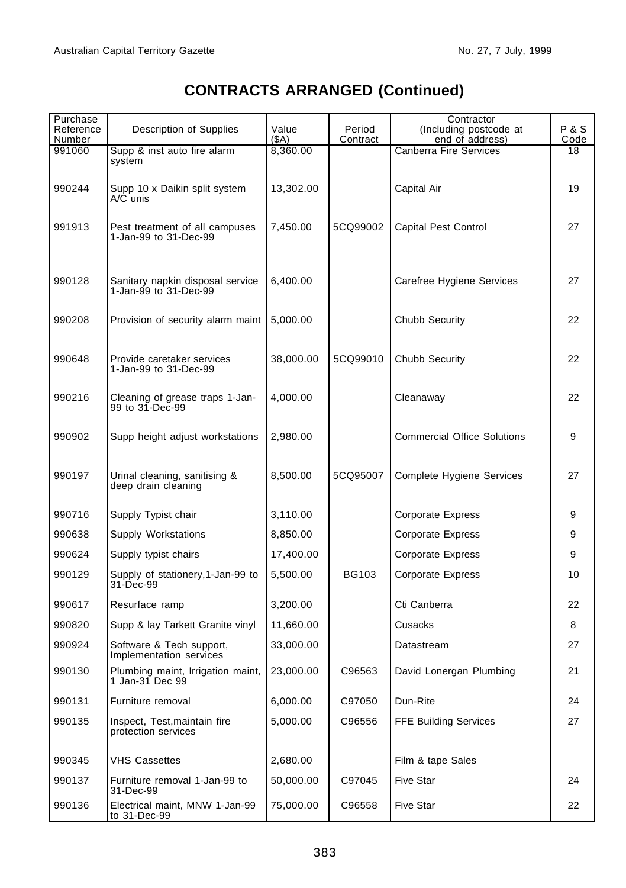# CONTRACTS ARRANGED (Continued)

| Purchase Reference Number | Description of Supplies | Value ($A) | Period Contract | Contractor (Including postcode at end of address) | P & S Code |
|---|---|---|---|---|---|
| 991060 | Supp & inst auto fire alarm system | 8,360.00 | | Canberra Fire Services | 18 |
| 990244 | Supp 10 x Daikin split system A/C unis | 13,302.00 | | Capital Air | 19 |
| 991913 | Pest treatment of all campuses 1-Jan-99 to 31-Dec-99 | 7,450.00 | 5CQ99002 | Capital Pest Control | 27 |
| 990128 | Sanitary napkin disposal service 1-Jan-99 to 31-Dec-99 | 6,400.00 | | Carefree Hygiene Services | 27 |
| 990208 | Provision of security alarm maint | 5,000.00 | | Chubb Security | 22 |
| 990648 | Provide caretaker services 1-Jan-99 to 31-Dec-99 | 38,000.00 | 5CQ99010 | Chubb Security | 22 |
| 990216 | Cleaning of grease traps 1-Jan-99 to 31-Dec-99 | 4,000.00 | | Cleanaway | 22 |
| 990902 | Supp height adjust workstations | 2,980.00 | | Commercial Office Solutions | 9 |
| 990197 | Urinal cleaning, sanitising & deep drain cleaning | 8,500.00 | 5CQ95007 | Complete Hygiene Services | 27 |
| 990716 | Supply Typist chair | 3,110.00 | | Corporate Express | 9 |
| 990638 | Supply Workstations | 8,850.00 | | Corporate Express | 9 |
| 990624 | Supply typist chairs | 17,400.00 | | Corporate Express | 9 |
| 990129 | Supply of stationery,1-Jan-99 to 31-Dec-99 | 5,500.00 | BG103 | Corporate Express | 10 |
| 990617 | Resurface ramp | 3,200.00 | | Cti Canberra | 22 |
| 990820 | Supp & lay Tarkett Granite vinyl | 11,660.00 | | Cusacks | 8 |
| 990924 | Software & Tech support, Implementation services | 33,000.00 | | Datastream | 27 |
| 990130 | Plumbing maint, Irrigation maint, 1 Jan-31 Dec 99 | 23,000.00 | C96563 | David Lonergan Plumbing | 21 |
| 990131 | Furniture removal | 6,000.00 | C97050 | Dun-Rite | 24 |
| 990135 | Inspect, Test,maintain fire protection services | 5,000.00 | C96556 | FFE Building Services | 27 |
| 990345 | VHS Cassettes | 2,680.00 | | Film & tape Sales | |
| 990137 | Furniture removal 1-Jan-99 to 31-Dec-99 | 50,000.00 | C97045 | Five Star | 24 |
| 990136 | Electrical maint, MNW 1-Jan-99 to 31-Dec-99 | 75,000.00 | C96558 | Five Star | 22 |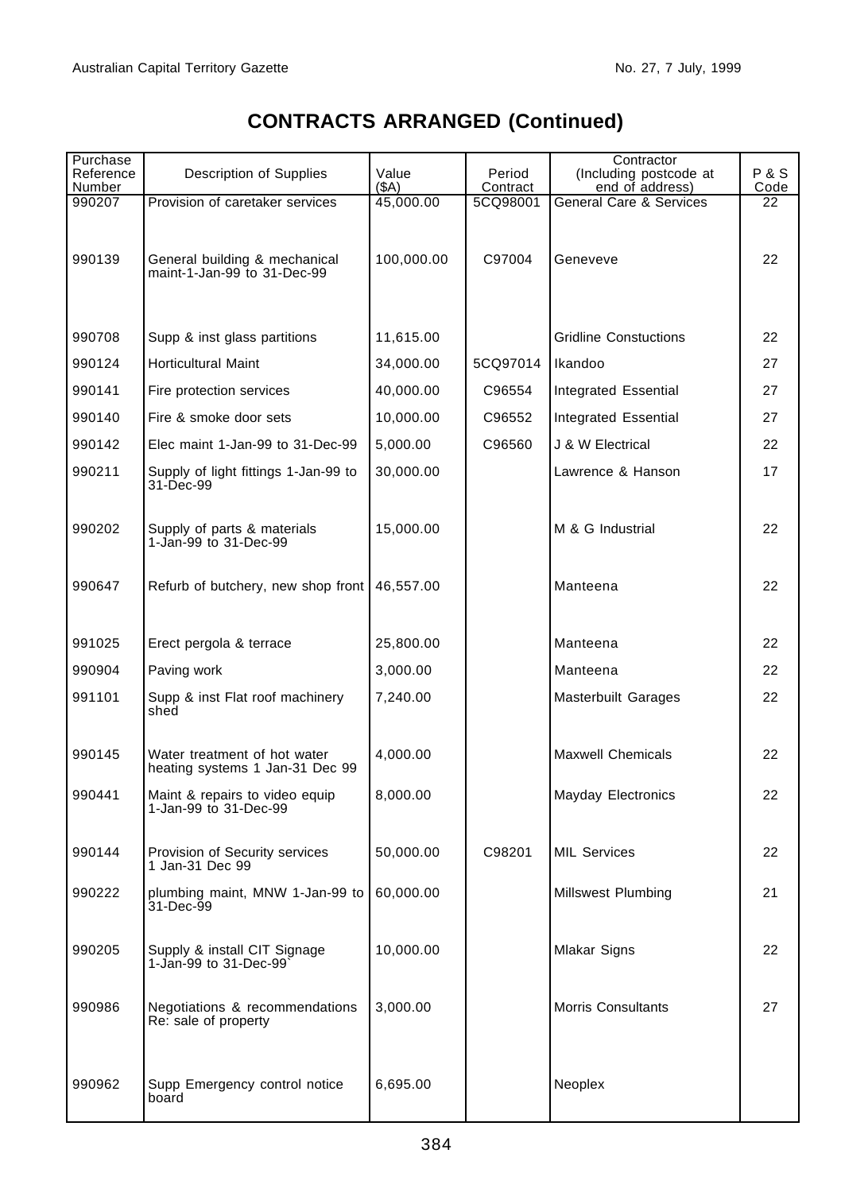# CONTRACTS ARRANGED (Continued)

| Purchase Reference Number | Description of Supplies | Value ($A) | Period Contract | Contractor (Including postcode at end of address) | P & S Code |
|---|---|---|---|---|---|
| 990207 | Provision of caretaker services | 45,000.00 | 5CQ98001 | General Care & Services | 22 |
| 990139 | General building & mechanical maint-1-Jan-99 to 31-Dec-99 | 100,000.00 | C97004 | Geneveve | 22 |
| 990708 | Supp & inst glass partitions | 11,615.00 | | Gridline Constuctions | 22 |
| 990124 | Horticultural Maint | 34,000.00 | 5CQ97014 | Ikandoo | 27 |
| 990141 | Fire protection services | 40,000.00 | C96554 | Integrated Essential | 27 |
| 990140 | Fire & smoke door sets | 10,000.00 | C96552 | Integrated Essential | 27 |
| 990142 | Elec maint 1-Jan-99 to 31-Dec-99 | 5,000.00 | C96560 | J & W Electrical | 22 |
| 990211 | Supply of light fittings 1-Jan-99 to 31-Dec-99 | 30,000.00 | | Lawrence & Hanson | 17 |
| 990202 | Supply of parts & materials 1-Jan-99 to 31-Dec-99 | 15,000.00 | | M & G Industrial | 22 |
| 990647 | Refurb of butchery, new shop front | 46,557.00 | | Manteena | 22 |
| 991025 | Erect pergola & terrace | 25,800.00 | | Manteena | 22 |
| 990904 | Paving work | 3,000.00 | | Manteena | 22 |
| 991101 | Supp & inst Flat roof machinery shed | 7,240.00 | | Masterbuilt Garages | 22 |
| 990145 | Water treatment of hot water heating systems 1 Jan-31 Dec 99 | 4,000.00 | | Maxwell Chemicals | 22 |
| 990441 | Maint & repairs to video equip 1-Jan-99 to 31-Dec-99 | 8,000.00 | | Mayday Electronics | 22 |
| 990144 | Provision of Security services 1 Jan-31 Dec 99 | 50,000.00 | C98201 | MIL Services | 22 |
| 990222 | plumbing maint, MNW 1-Jan-99 to 31-Dec-99 | 60,000.00 | | Millswest Plumbing | 21 |
| 990205 | Supply & install CIT Signage 1-Jan-99 to 31-Dec-99` | 10,000.00 | | Mlakar Signs | 22 |
| 990986 | Negotiations & recommendations Re: sale of property | 3,000.00 | | Morris Consultants | 27 |
| 990962 | Supp Emergency control notice board | 6,695.00 | | Neoplex | |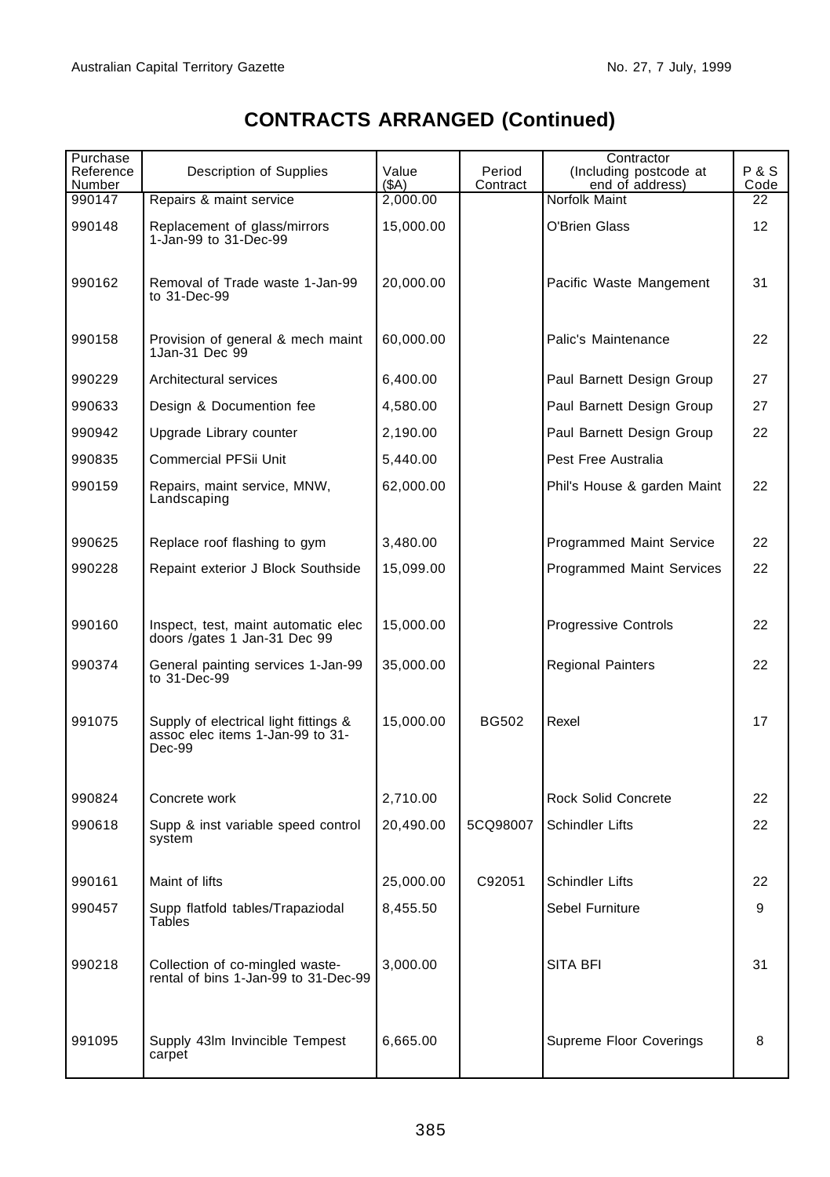# CONTRACTS ARRANGED (Continued)

| Purchase Reference Number | Description of Supplies | Value ($A) | Period Contract | Contractor (Including postcode at end of address) | P & S Code |
|---|---|---|---|---|---|
| 990147 | Repairs & maint service | 2,000.00 | | Norfolk Maint | 22 |
| 990148 | Replacement of glass/mirrors 1-Jan-99 to 31-Dec-99 | 15,000.00 | | O'Brien Glass | 12 |
| 990162 | Removal of Trade waste 1-Jan-99 to 31-Dec-99 | 20,000.00 | | Pacific Waste Mangement | 31 |
| 990158 | Provision of general & mech maint 1Jan-31 Dec 99 | 60,000.00 | | Palic's Maintenance | 22 |
| 990229 | Architectural services | 6,400.00 | | Paul Barnett Design Group | 27 |
| 990633 | Design & Documention fee | 4,580.00 | | Paul Barnett Design Group | 27 |
| 990942 | Upgrade Library counter | 2,190.00 | | Paul Barnett Design Group | 22 |
| 990835 | Commercial PFSii Unit | 5,440.00 | | Pest Free Australia | |
| 990159 | Repairs, maint service, MNW, Landscaping | 62,000.00 | | Phil's House & garden Maint | 22 |
| 990625 | Replace roof flashing to gym | 3,480.00 | | Programmed Maint Service | 22 |
| 990228 | Repaint exterior J Block Southside | 15,099.00 | | Programmed Maint Services | 22 |
| 990160 | Inspect, test, maint automatic elec doors /gates 1 Jan-31 Dec 99 | 15,000.00 | | Progressive Controls | 22 |
| 990374 | General painting services 1-Jan-99 to 31-Dec-99 | 35,000.00 | | Regional Painters | 22 |
| 991075 | Supply of electrical light fittings & assoc elec items 1-Jan-99 to 31-Dec-99 | 15,000.00 | BG502 | Rexel | 17 |
| 990824 | Concrete work | 2,710.00 | | Rock Solid Concrete | 22 |
| 990618 | Supp & inst variable speed control system | 20,490.00 | 5CQ98007 | Schindler Lifts | 22 |
| 990161 | Maint of lifts | 25,000.00 | C92051 | Schindler Lifts | 22 |
| 990457 | Supp flatfold tables/Trapaziodal Tables | 8,455.50 | | Sebel Furniture | 9 |
| 990218 | Collection of co-mingled waste-rental of bins 1-Jan-99 to 31-Dec-99 | 3,000.00 | | SITA BFI | 31 |
| 991095 | Supply 43lm Invincible Tempest carpet | 6,665.00 | | Supreme Floor Coverings | 8 |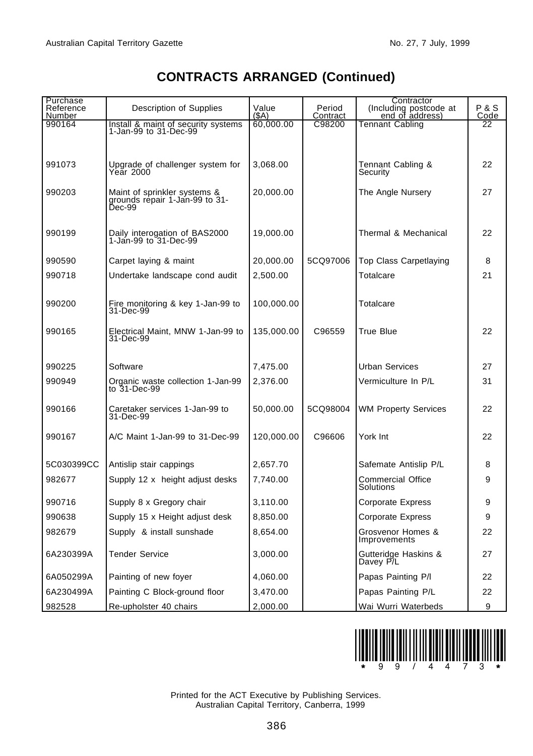## CONTRACTS ARRANGED (Continued)

| Purchase Reference Number | Description of Supplies | Value ($A) | Period Contract | Contractor (Including postcode at end of address) | P & S Code |
|---|---|---|---|---|---|
| 990164 | Install & maint of security systems 1-Jan-99 to 31-Dec-99 | 60,000.00 | C98200 | Tennant Cabling | 22 |
| 991073 | Upgrade of challenger system for Year 2000 | 3,068.00 | | Tennant Cabling & Security | 22 |
| 990203 | Maint of sprinkler systems & grounds repair 1-Jan-99 to 31-Dec-99 | 20,000.00 | | The Angle Nursery | 27 |
| 990199 | Daily interogation of BAS2000 1-Jan-99 to 31-Dec-99 | 19,000.00 | | Thermal & Mechanical | 22 |
| 990590 | Carpet laying & maint | 20,000.00 | 5CQ97006 | Top Class Carpetlaying | 8 |
| 990718 | Undertake landscape cond audit | 2,500.00 | | Totalcare | 21 |
| 990200 | Fire monitoring & key 1-Jan-99 to 31-Dec-99 | 100,000.00 | | Totalcare | |
| 990165 | Electrical Maint, MNW 1-Jan-99 to 31-Dec-99 | 135,000.00 | C96559 | True Blue | 22 |
| 990225 | Software | 7,475.00 | | Urban Services | 27 |
| 990949 | Organic waste collection 1-Jan-99 to 31-Dec-99 | 2,376.00 | | Vermiculture In P/L | 31 |
| 990166 | Caretaker services 1-Jan-99 to 31-Dec-99 | 50,000.00 | 5CQ98004 | WM Property Services | 22 |
| 990167 | A/C Maint 1-Jan-99 to 31-Dec-99 | 120,000.00 | C96606 | York Int | 22 |
| 5C030399CC | Antislip stair cappings | 2,657.70 | | Safemate Antislip P/L | 8 |
| 982677 | Supply 12 x height adjust desks | 7,740.00 | | Commercial Office Solutions | 9 |
| 990716 | Supply 8 x Gregory chair | 3,110.00 | | Corporate Express | 9 |
| 990638 | Supply 15 x Height adjust desk | 8,850.00 | | Corporate Express | 9 |
| 982679 | Supply & install sunshade | 8,654.00 | | Grosvenor Homes & Improvements | 22 |
| 6A230399A | Tender Service | 3,000.00 | | Gutteridge Haskins & Davey P/L | 27 |
| 6A050299A | Painting of new foyer | 4,060.00 | | Papas Painting P/l | 22 |
| 6A230499A | Painting C Block-ground floor | 3,470.00 | | Papas Painting P/L | 22 |
| 982528 | Re-upholster 40 chairs | 2,000.00 | | Wai Wurri Waterbeds | 9 |

*99/4473*

Printed for the ACT Executive by Publishing Services.
Australian Capital Territory, Canberra, 1999